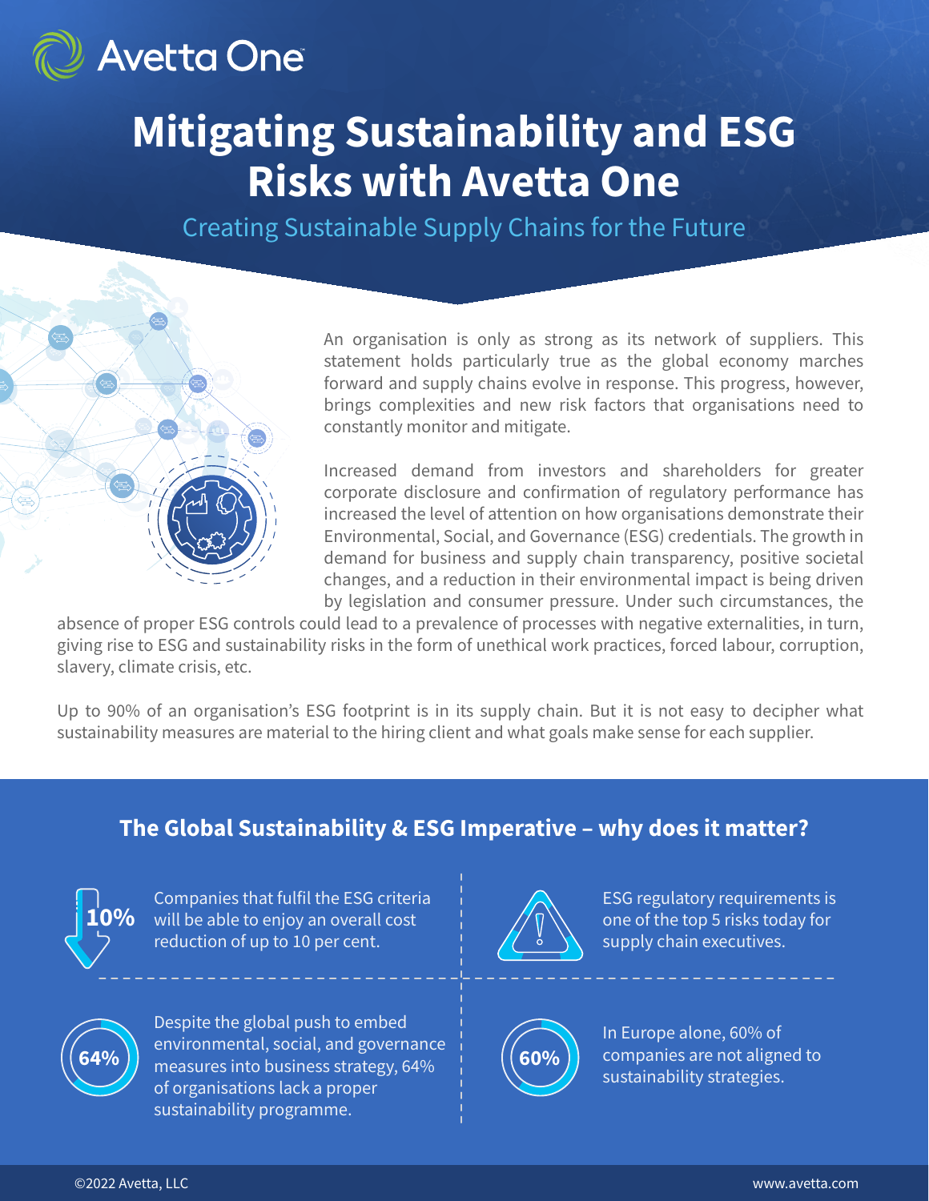Avetta One

# Mitigating Sustainability and ESG Risks with Avetta One

## Creating Sustainable Supply Chains for the Future

An organisation is only as strong as its network of suppliers. This statement holds particularly true as the global economy marches forward and supply chains evolve in response. This progress, however, brings complexities and new risk factors that organisations need to constantly monitor and mitigate.

Increased demand from investors and shareholders for greater corporate disclosure and confirmation of regulatory performance has increased the level of attention on how organisations demonstrate their Environmental, Social, and Governance (ESG) credentials. The growth in demand for business and supply chain transparency, positive societal changes, and a reduction in their environmental impact is being driven by legislation and consumer pressure. Under such circumstances, the absence of proper ESG controls could lead to a prevalence of processes with negative externalities, in turn, giving rise to ESG and sustainability risks in the form of unethical work practices, forced labour, corruption, slavery, climate crisis, etc.

Up to 90% of an organisation's ESG footprint is in its supply chain. But it is not easy to decipher what sustainability measures are material to the hiring client and what goals make sense for each supplier.

## The Global Sustainability & ESG Imperative – why does it matter?

**10%** Companies that fulfil the ESG criteria will be able to enjoy an overall cost reduction of up to 10 per cent.

ESG regulatory requirements is one of the top 5 risks today for supply chain executives.

**64%** Despite the global push to embed environmental, social, and governance measures into business strategy, 64% of organisations lack a proper sustainability programme.

**60%** In Europe alone, 60% of companies are not aligned to sustainability strategies.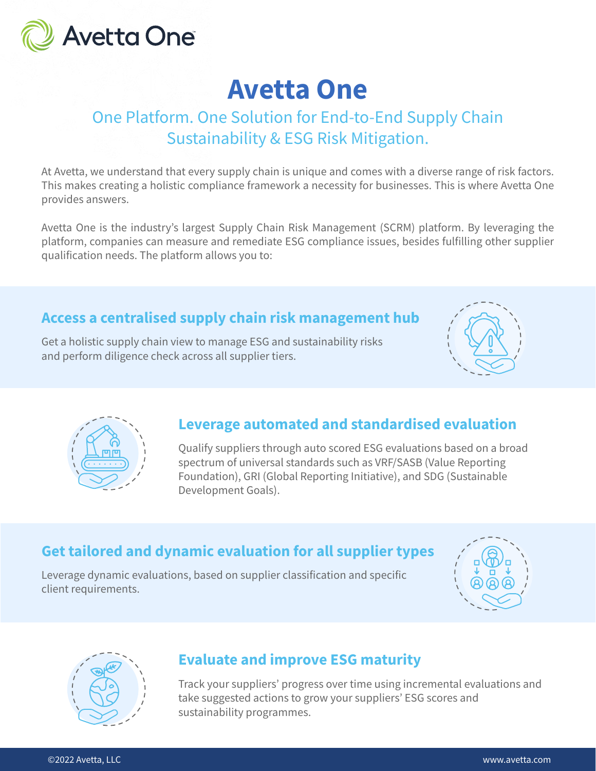# Avetta One

## One Platform. One Solution for End-to-End Supply Chain Sustainability & ESG Risk Mitigation.

At Avetta, we understand that every supply chain is unique and comes with a diverse range of risk factors. This makes creating a holistic compliance framework a necessity for businesses. This is where Avetta One provides answers.

Avetta One is the industry's largest Supply Chain Risk Management (SCRM) platform. By leveraging the platform, companies can measure and remediate ESG compliance issues, besides fulfilling other supplier qualification needs. The platform allows you to:

### Access a centralised supply chain risk management hub

Get a holistic supply chain view to manage ESG and sustainability risks and perform diligence check across all supplier tiers.

### Leverage automated and standardised evaluation

Qualify suppliers through auto scored ESG evaluations based on a broad spectrum of universal standards such as VRF/SASB (Value Reporting Foundation), GRI (Global Reporting Initiative), and SDG (Sustainable Development Goals).

### Get tailored and dynamic evaluation for all supplier types

Leverage dynamic evaluations, based on supplier classification and specific client requirements.

### Evaluate and improve ESG maturity

Track your suppliers' progress over time using incremental evaluations and take suggested actions to grow your suppliers' ESG scores and sustainability programmes.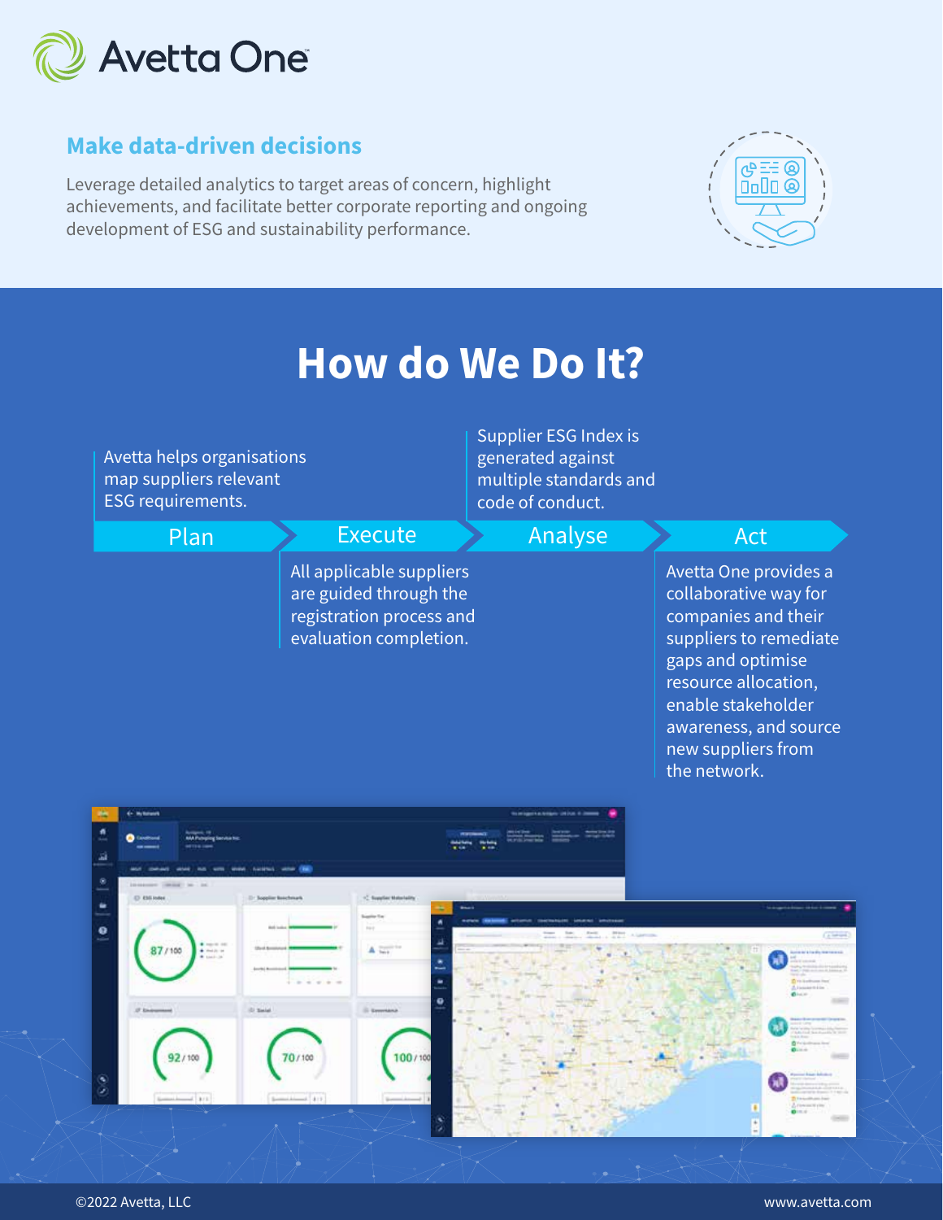# Avetta One

## Make data-driven decisions

Leverage detailed analytics to target areas of concern, highlight achievements, and facilitate better corporate reporting and ongoing development of ESG and sustainability performance.

## How do We Do It?

**Plan**

Avetta helps organisations map suppliers relevant ESG requirements.

**Execute**

All applicable suppliers are guided through the registration process and evaluation completion.

**Analyse**

Supplier ESG Index is generated against multiple standards and code of conduct.

**Act**

Avetta One provides a collaborative way for companies and their suppliers to remediate gaps and optimise resource allocation, enable stakeholder awareness, and source new suppliers from the network.

©2022 Avetta, LLC

www.avetta.com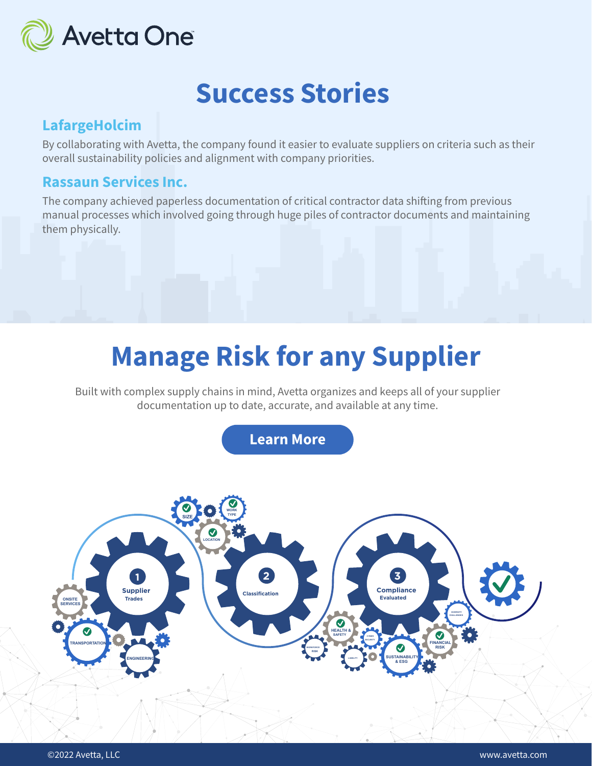Avetta One

# Success Stories

## LafargeHolcim

By collaborating with Avetta, the company found it easier to evaluate suppliers on criteria such as their overall sustainability policies and alignment with company priorities.

## Rassaun Services Inc.

The company achieved paperless documentation of critical contractor data shifting from previous manual processes which involved going through huge piles of contractor documents and maintaining them physically.

# Manage Risk for any Supplier

Built with complex supply chains in mind, Avetta organizes and keeps all of your supplier documentation up to date, accurate, and available at any time.

**Learn More**

1. Supplier Trades
2. Classification
3. Compliance Evaluated

ONSITE SERVICES, TRANSPORTATION, ENGINEERING, SIZE, WORK TYPE, LOCATION, HEALTH & SAFETY, WORKFORCE RISK, LIABILITY, CYBER SECURITY, SUSTAINABILITY & ESG, FINANCIAL RISK, DIVERSITY CHALLENGES

©2022 Avetta, LLC www.avetta.com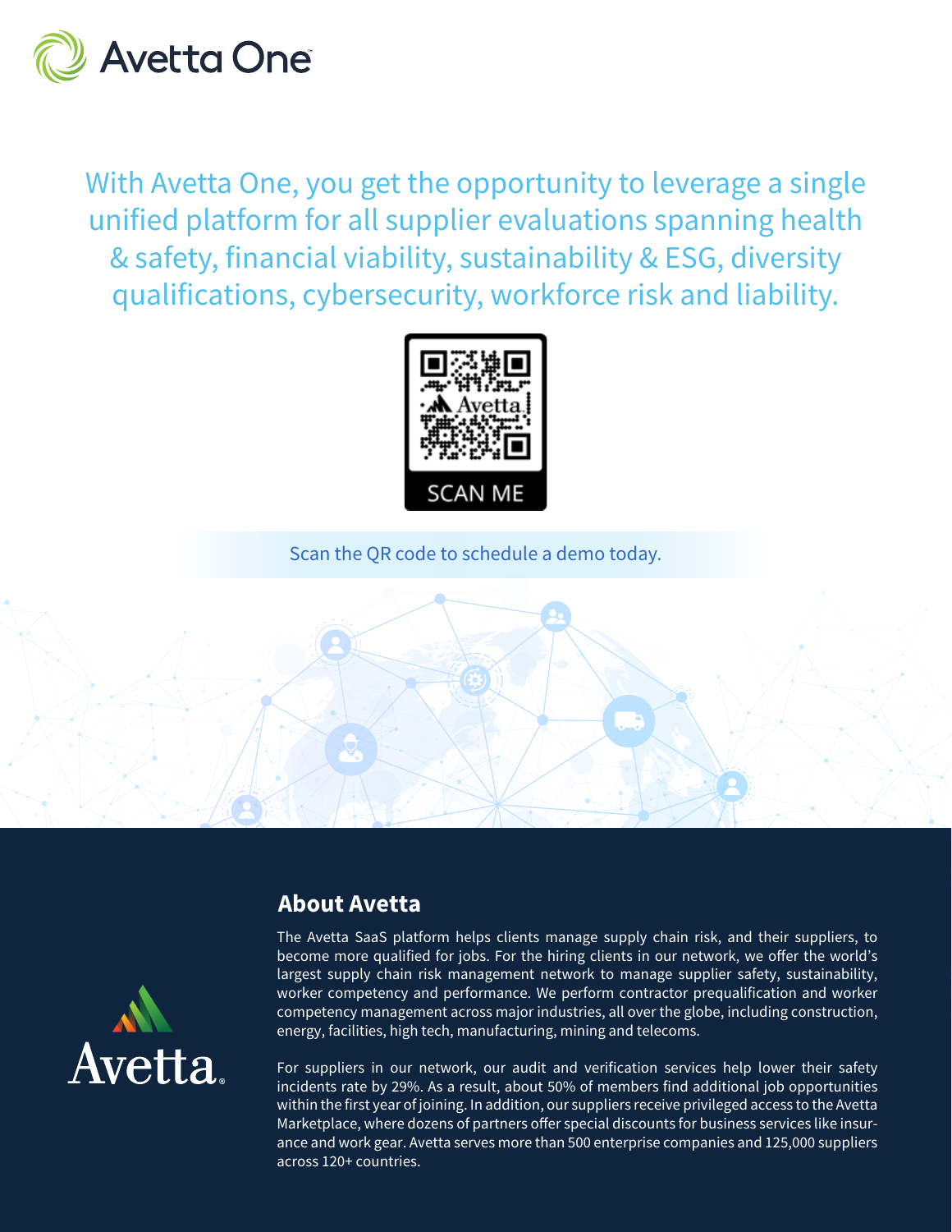Avetta One

With Avetta One, you get the opportunity to leverage a single unified platform for all supplier evaluations spanning health & safety, financial viability, sustainability & ESG, diversity qualifications, cybersecurity, workforce risk and liability.

SCAN ME

Scan the QR code to schedule a demo today.

## About Avetta

The Avetta SaaS platform helps clients manage supply chain risk, and their suppliers, to become more qualified for jobs. For the hiring clients in our network, we offer the world's largest supply chain risk management network to manage supplier safety, sustainability, worker competency and performance. We perform contractor prequalification and worker competency management across major industries, all over the globe, including construction, energy, facilities, high tech, manufacturing, mining and telecoms.

For suppliers in our network, our audit and verification services help lower their safety incidents rate by 29%. As a result, about 50% of members find additional job opportunities within the first year of joining. In addition, our suppliers receive privileged access to the Avetta Marketplace, where dozens of partners offer special discounts for business services like insurance and work gear. Avetta serves more than 500 enterprise companies and 125,000 suppliers across 120+ countries.